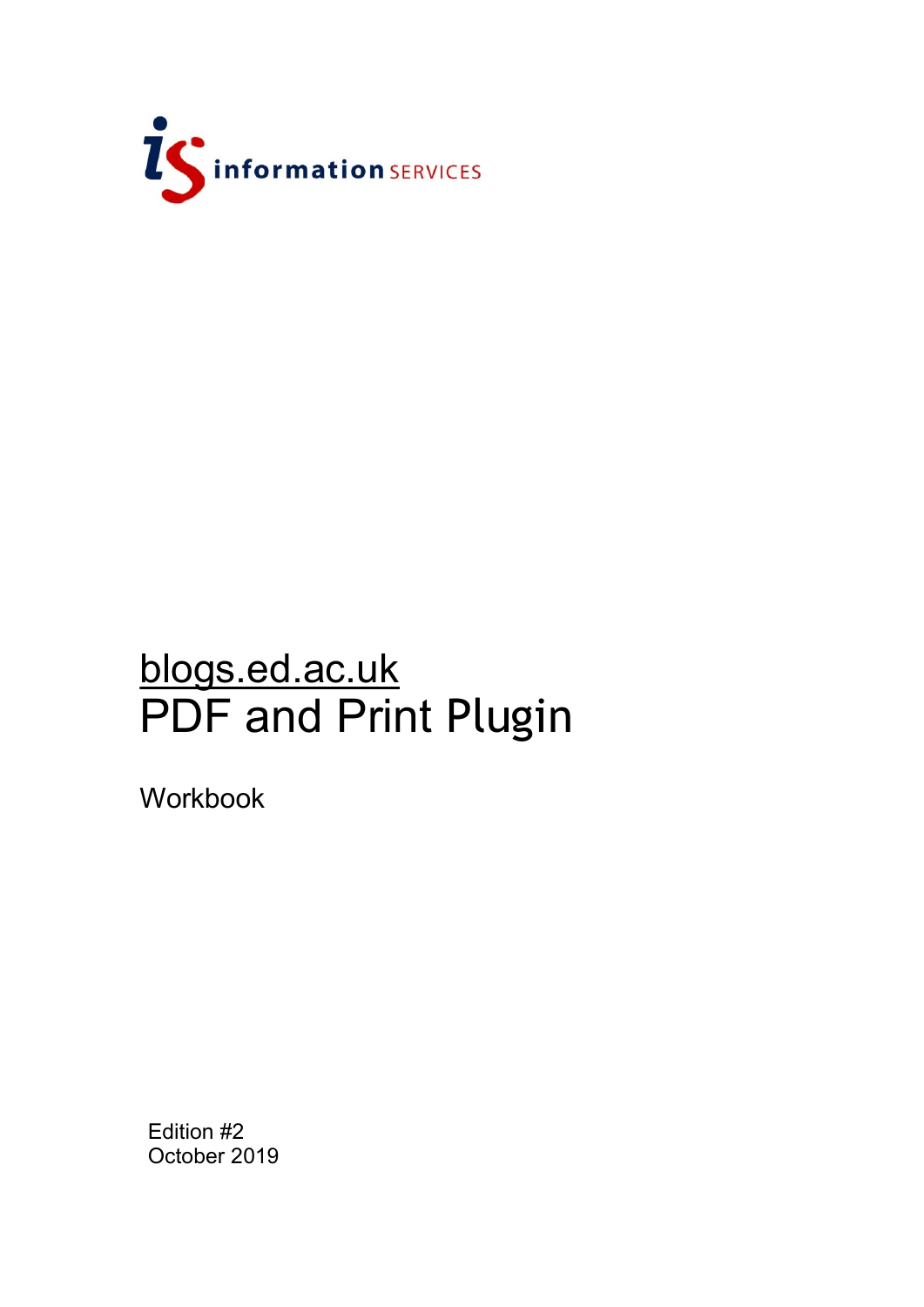information SERVICES

# blogs.ed.ac.uk
# PDF and Print Plugin

Workbook

Edition #2
October 2019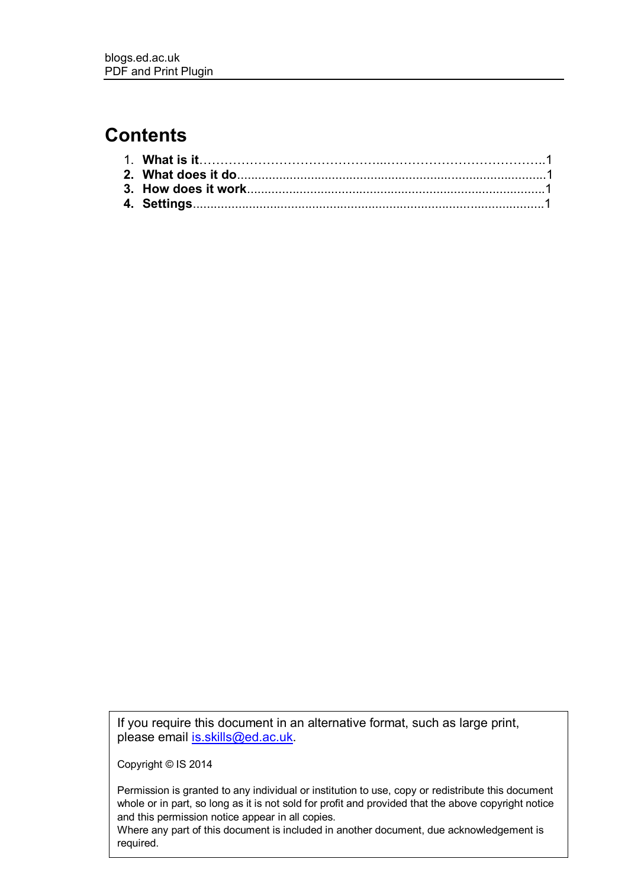# Contents

1. **What is it**……………………………………..………………………………..1
2. **What does it do**......................................................................................1
3. **How does it work**....................................................................................1
4. **Settings**....................................................................................................1

If you require this document in an alternative format, such as large print, please email is.skills@ed.ac.uk.

Copyright © IS 2014

Permission is granted to any individual or institution to use, copy or redistribute this document whole or in part, so long as it is not sold for profit and provided that the above copyright notice and this permission notice appear in all copies.
Where any part of this document is included in another document, due acknowledgement is required.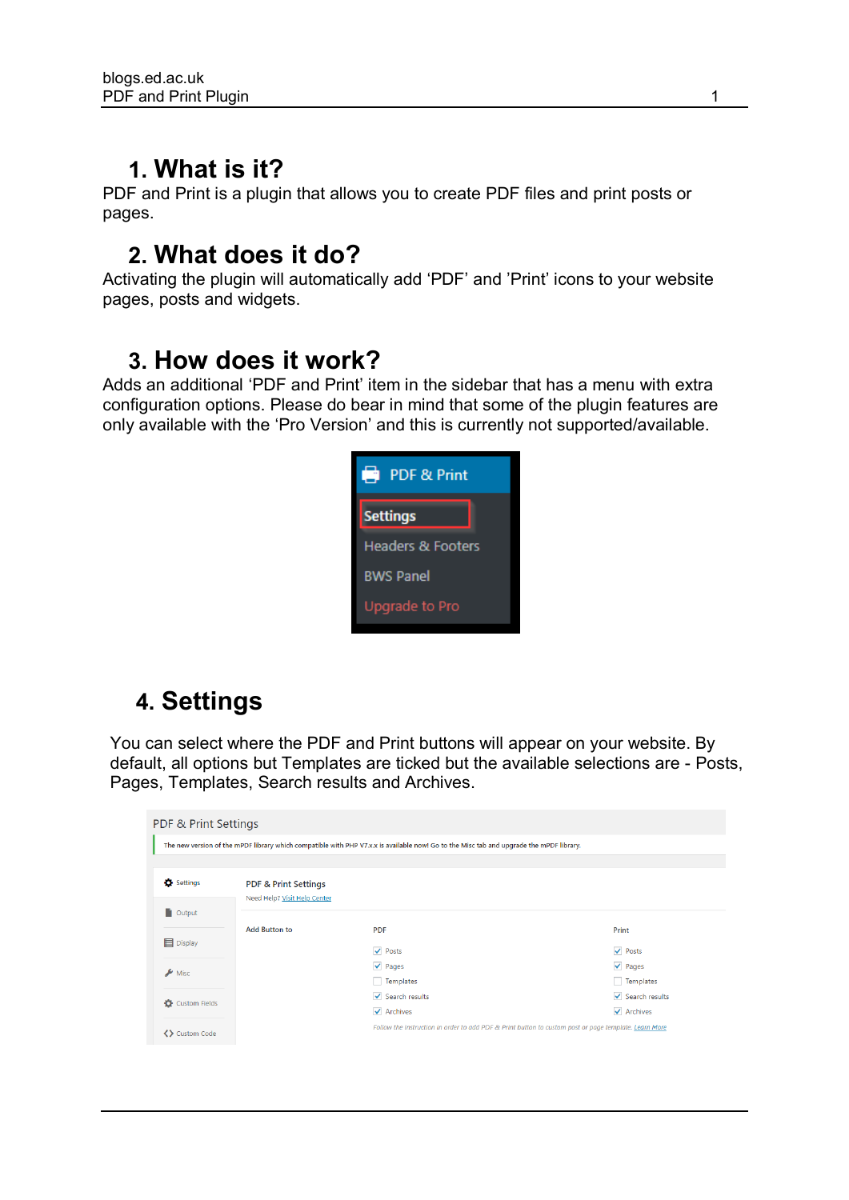# 1. What is it?

PDF and Print is a plugin that allows you to create PDF files and print posts or pages.

# 2. What does it do?

Activating the plugin will automatically add 'PDF' and 'Print' icons to your website pages, posts and widgets.

# 3. How does it work?

Adds an additional 'PDF and Print' item in the sidebar that has a menu with extra configuration options. Please do bear in mind that some of the plugin features are only available with the 'Pro Version' and this is currently not supported/available.

# 4. Settings

You can select where the PDF and Print buttons will appear on your website. By default, all options but Templates are ticked but the available selections are - Posts, Pages, Templates, Search results and Archives.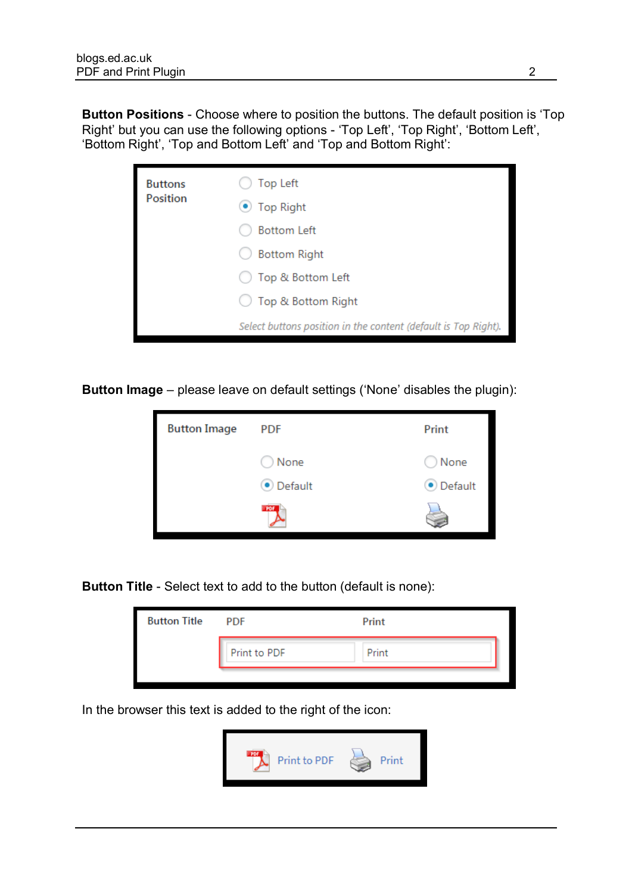**Button Positions** - Choose where to position the buttons. The default position is 'Top Right' but you can use the following options - 'Top Left', 'Top Right', 'Bottom Left', 'Bottom Right', 'Top and Bottom Left' and 'Top and Bottom Right':

**Button Image** – please leave on default settings ('None' disables the plugin):

**Button Title** - Select text to add to the button (default is none):

In the browser this text is added to the right of the icon: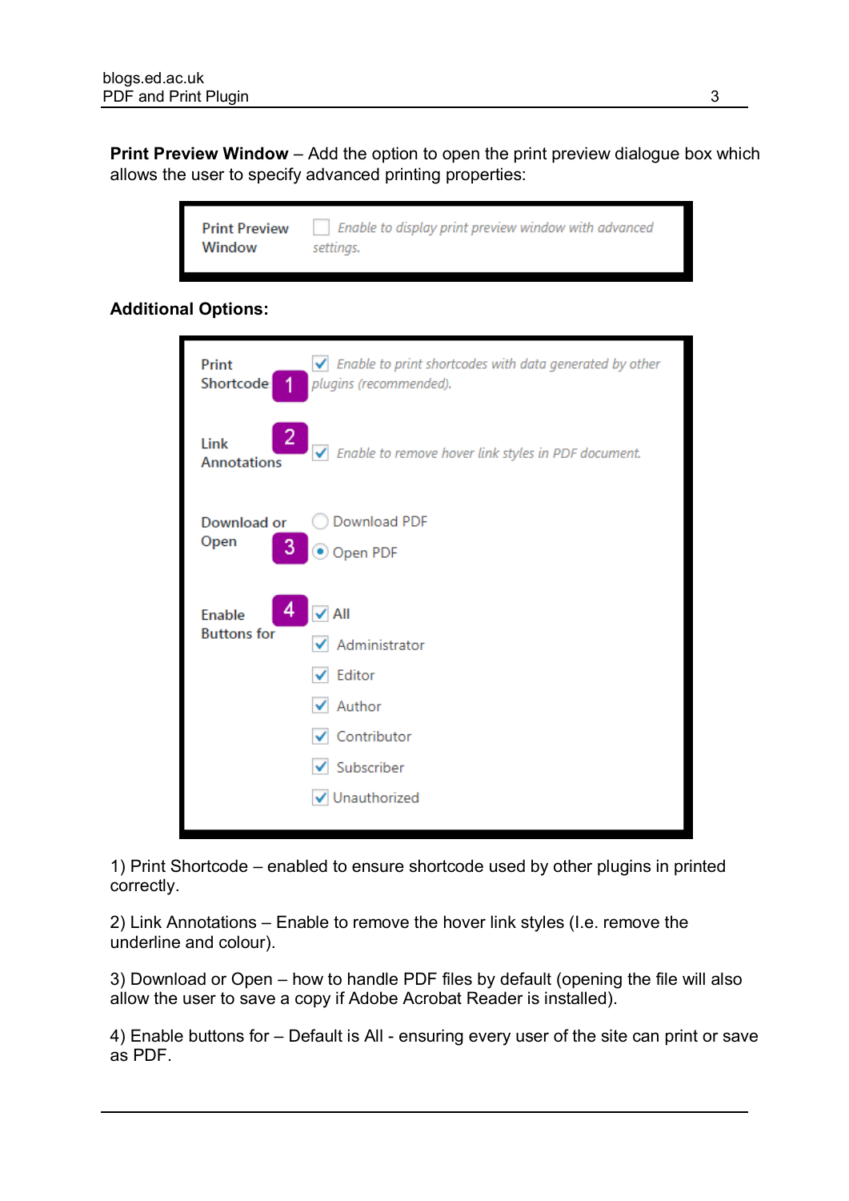**Print Preview Window** – Add the option to open the print preview dialogue box which allows the user to specify advanced printing properties:

Print Preview Window ☐ *Enable to display print preview window with advanced settings.*

**Additional Options:**

Print Shortcode [1] ☑ *Enable to print shortcodes with data generated by other plugins (recommended).*

Link Annotations [2] ☑ *Enable to remove hover link styles in PDF document.*

Download or Open [3]
- ○ Download PDF
- ◉ Open PDF

Enable Buttons for [4]
- ☑ All
- ☑ Administrator
- ☑ Editor
- ☑ Author
- ☑ Contributor
- ☑ Subscriber
- ☑ Unauthorized

1) Print Shortcode – enabled to ensure shortcode used by other plugins in printed correctly.

2) Link Annotations – Enable to remove the hover link styles (I.e. remove the underline and colour).

3) Download or Open – how to handle PDF files by default (opening the file will also allow the user to save a copy if Adobe Acrobat Reader is installed).

4) Enable buttons for – Default is All - ensuring every user of the site can print or save as PDF.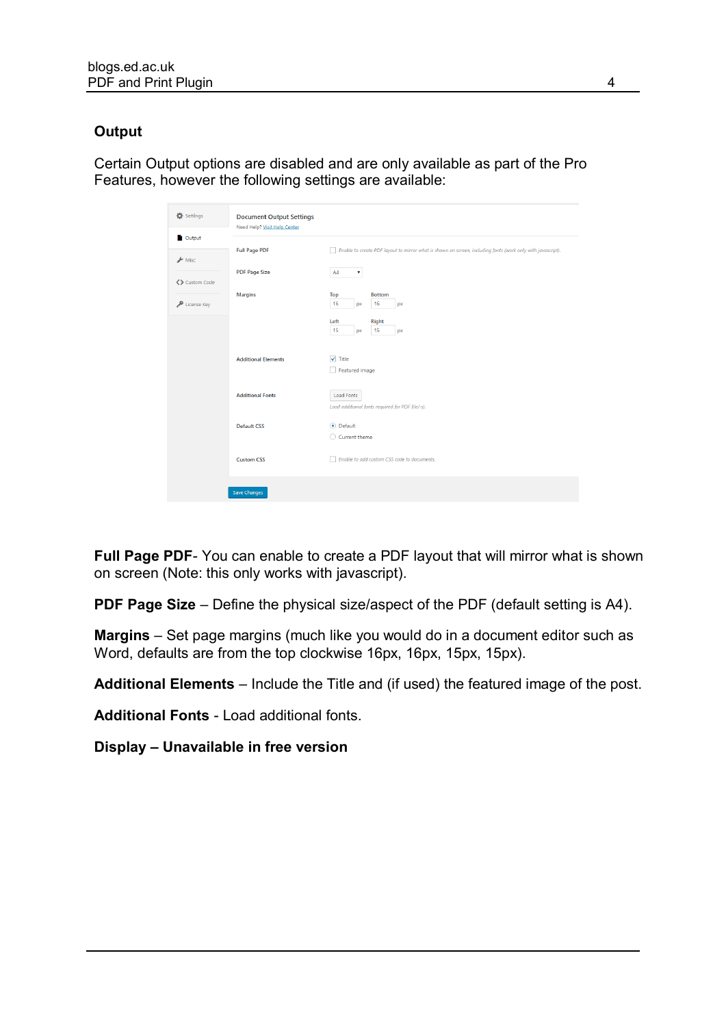## Output

Certain Output options are disabled and are only available as part of the Pro Features, however the following settings are available:

**Full Page PDF**- You can enable to create a PDF layout that will mirror what is shown on screen (Note: this only works with javascript).

**PDF Page Size** – Define the physical size/aspect of the PDF (default setting is A4).

**Margins** – Set page margins (much like you would do in a document editor such as Word, defaults are from the top clockwise 16px, 16px, 15px, 15px).

**Additional Elements** – Include the Title and (if used) the featured image of the post.

**Additional Fonts** - Load additional fonts.

**Display – Unavailable in free version**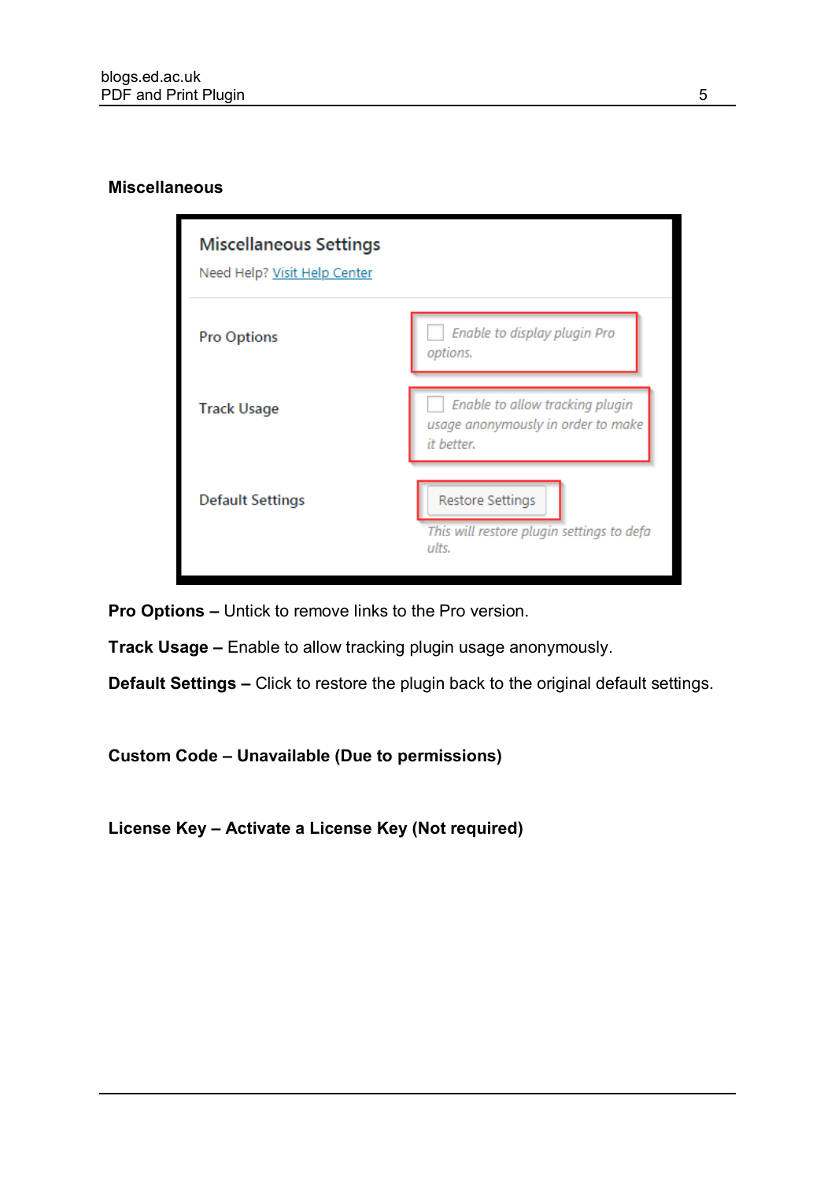**Miscellaneous**

**Pro Options –** Untick to remove links to the Pro version.

**Track Usage –** Enable to allow tracking plugin usage anonymously.

**Default Settings –** Click to restore the plugin back to the original default settings.

**Custom Code – Unavailable (Due to permissions)**

**License Key – Activate a License Key (Not required)**